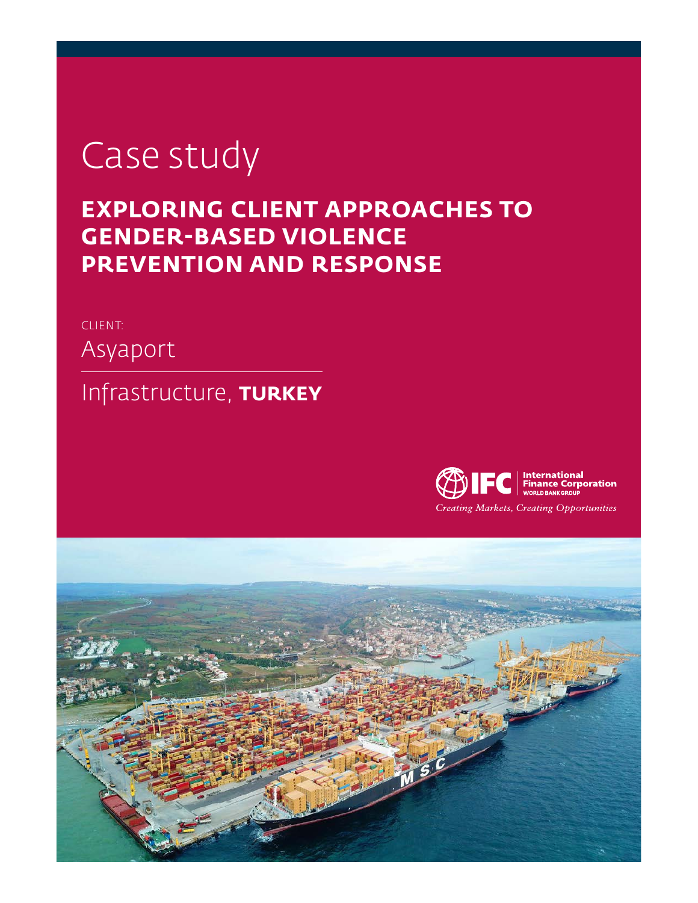# Case study

## EXPLORING CLIENT APPROACHES TO GENDER-BASED VIOLENCE PREVENTION AND RESPONSE

CLIENT:

Asyaport

Infrastructure, **TURKEY**

International Finance Corporation
WORLD BANK GROUP

*Creating Markets, Creating Opportunities*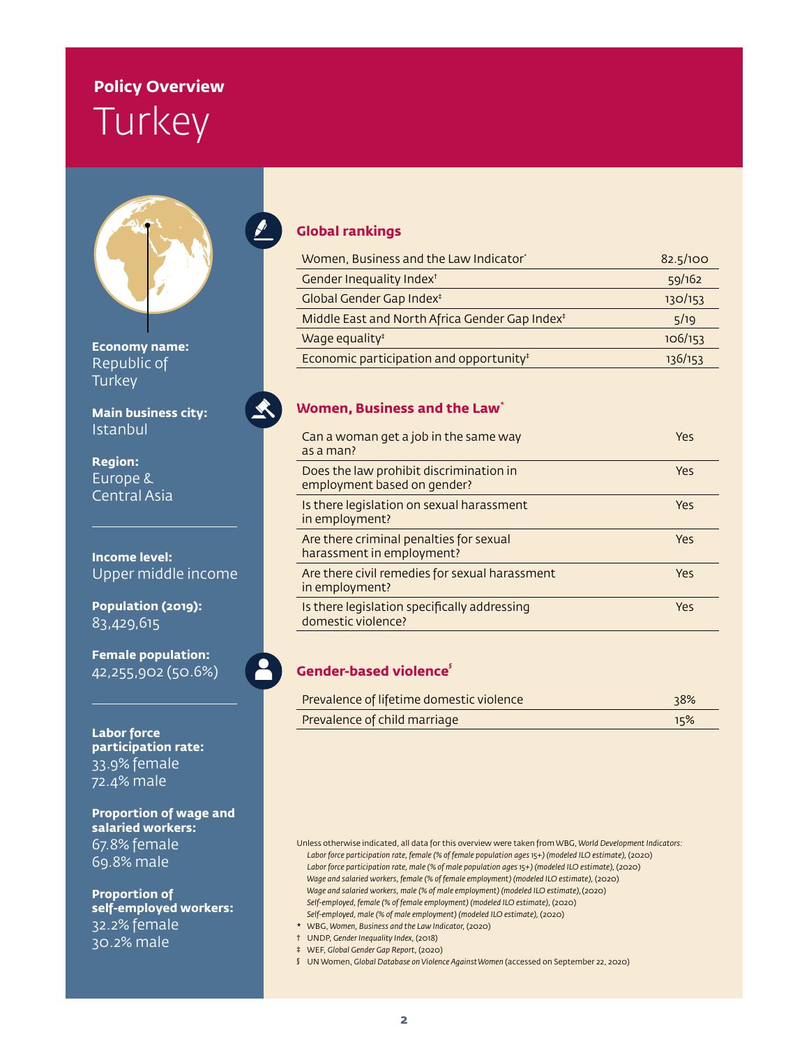**Policy Overview**

# Turkey

**Economy name:**
Republic of Turkey

**Main business city:**
Istanbul

**Region:**
Europe & Central Asia

**Income level:**
Upper middle income

**Population (2019):**
83,429,615

**Female population:**
42,255,902 (50.6%)

**Labor force participation rate:**
33.9% female
72.4% male

**Proportion of wage and salaried workers:**
67.8% female
69.8% male

**Proportion of self-employed workers:**
32.2% female
30.2% male

## Global rankings

| | |
|---|---|
| Women, Business and the Law Indicator* | 82.5/100 |
| Gender Inequality Index† | 59/162 |
| Global Gender Gap Index‡ | 130/153 |
| Middle East and North Africa Gender Gap Index‡ | 5/19 |
| Wage equality‡ | 106/153 |
| Economic participation and opportunity‡ | 136/153 |

## Women, Business and the Law*

| | |
|---|---|
| Can a woman get a job in the same way as a man? | Yes |
| Does the law prohibit discrimination in employment based on gender? | Yes |
| Is there legislation on sexual harassment in employment? | Yes |
| Are there criminal penalties for sexual harassment in employment? | Yes |
| Are there civil remedies for sexual harassment in employment? | Yes |
| Is there legislation specifically addressing domestic violence? | Yes |

## Gender-based violence§

| | |
|---|---|
| Prevalence of lifetime domestic violence | 38% |
| Prevalence of child marriage | 15% |

Unless otherwise indicated, all data for this overview were taken from WBG, *World Development Indicators:*
*Labor force participation rate, female (% of female population ages 15+) (modeled ILO estimate)*, (2020)
*Labor force participation rate, male (% of male population ages 15+) (modeled ILO estimate)*, (2020)
*Wage and salaried workers, female (% of female employment) (modeled ILO estimate)*, (2020)
*Wage and salaried workers, male (% of male employment) (modeled ILO estimate)*, (2020)
*Self-employed, female (% of female employment) (modeled ILO estimate)*, (2020)
*Self-employed, male (% of male employment) (modeled ILO estimate)*, (2020)

\* WBG, *Women, Business and the Law Indicator*, (2020)
† UNDP, *Gender Inequality Index*, (2018)
‡ WEF, *Global Gender Gap Report*, (2020)
§ UN Women, *Global Database on Violence Against Women* (accessed on September 22, 2020)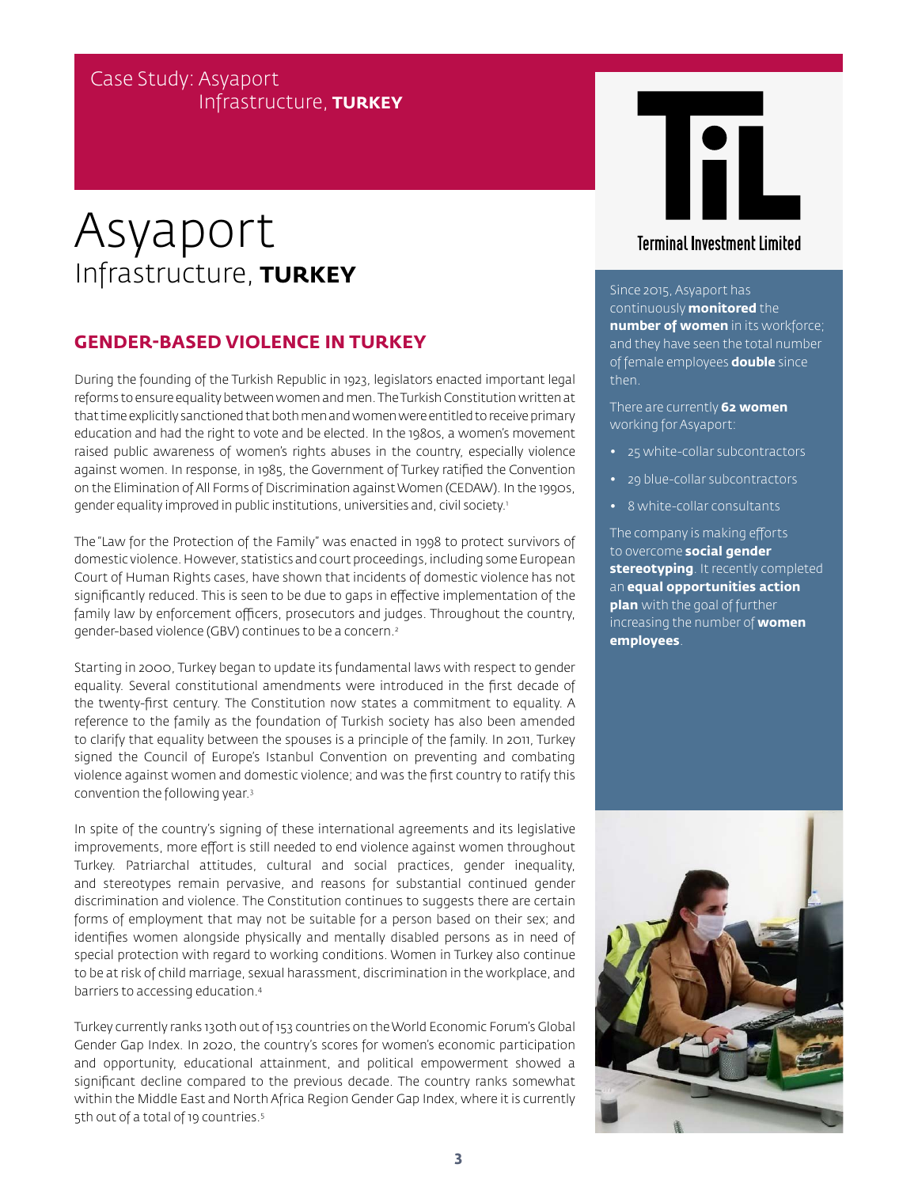Case Study: Asyaport Infrastructure, **TURKEY**

# Asyaport
## Infrastructure, **TURKEY**

### GENDER-BASED VIOLENCE IN TURKEY

During the founding of the Turkish Republic in 1923, legislators enacted important legal reforms to ensure equality between women and men. The Turkish Constitution written at that time explicitly sanctioned that both men and women were entitled to receive primary education and had the right to vote and be elected. In the 1980s, a women's movement raised public awareness of women's rights abuses in the country, especially violence against women. In response, in 1985, the Government of Turkey ratified the Convention on the Elimination of All Forms of Discrimination against Women (CEDAW). In the 1990s, gender equality improved in public institutions, universities and, civil society.[1]

The "Law for the Protection of the Family" was enacted in 1998 to protect survivors of domestic violence. However, statistics and court proceedings, including some European Court of Human Rights cases, have shown that incidents of domestic violence has not significantly reduced. This is seen to be due to gaps in effective implementation of the family law by enforcement officers, prosecutors and judges. Throughout the country, gender-based violence (GBV) continues to be a concern.[2]

Starting in 2000, Turkey began to update its fundamental laws with respect to gender equality. Several constitutional amendments were introduced in the first decade of the twenty-first century. The Constitution now states a commitment to equality. A reference to the family as the foundation of Turkish society has also been amended to clarify that equality between the spouses is a principle of the family. In 2011, Turkey signed the Council of Europe's Istanbul Convention on preventing and combating violence against women and domestic violence; and was the first country to ratify this convention the following year.[3]

In spite of the country's signing of these international agreements and its legislative improvements, more effort is still needed to end violence against women throughout Turkey. Patriarchal attitudes, cultural and social practices, gender inequality, and stereotypes remain pervasive, and reasons for substantial continued gender discrimination and violence. The Constitution continues to suggests there are certain forms of employment that may not be suitable for a person based on their sex; and identifies women alongside physically and mentally disabled persons as in need of special protection with regard to working conditions. Women in Turkey also continue to be at risk of child marriage, sexual harassment, discrimination in the workplace, and barriers to accessing education.[4]

Turkey currently ranks 130th out of 153 countries on the World Economic Forum's Global Gender Gap Index. In 2020, the country's scores for women's economic participation and opportunity, educational attainment, and political empowerment showed a significant decline compared to the previous decade. The country ranks somewhat within the Middle East and North Africa Region Gender Gap Index, where it is currently 5th out of a total of 19 countries.[5]

Terminal Investment Limited

Since 2015, Asyaport has continuously **monitored** the **number of women** in its workforce; and they have seen the total number of female employees **double** since then.

There are currently **62 women** working for Asyaport:

- 25 white-collar subcontractors
- 29 blue-collar subcontractors
- 8 white-collar consultants

The company is making efforts to overcome **social gender stereotyping**. It recently completed an **equal opportunities action plan** with the goal of further increasing the number of **women employees**.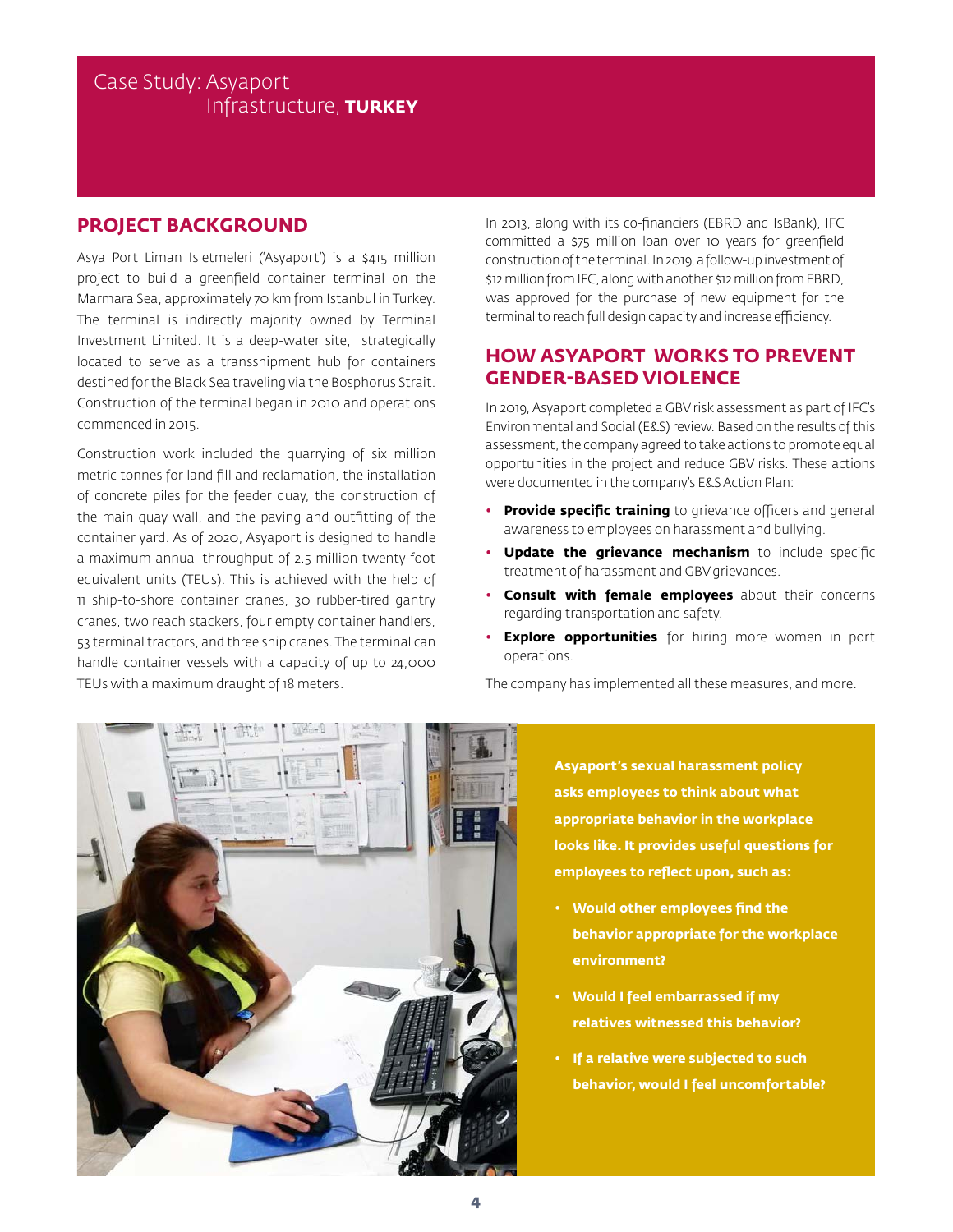# Case Study: Asyaport Infrastructure, **TURKEY**

## PROJECT BACKGROUND

Asya Port Liman Isletmeleri ('Asyaport') is a $415 million project to build a greenfield container terminal on the Marmara Sea, approximately 70 km from Istanbul in Turkey. The terminal is indirectly majority owned by Terminal Investment Limited. It is a deep-water site, strategically located to serve as a transshipment hub for containers destined for the Black Sea traveling via the Bosphorus Strait. Construction of the terminal began in 2010 and operations commenced in 2015.

Construction work included the quarrying of six million metric tonnes for land fill and reclamation, the installation of concrete piles for the feeder quay, the construction of the main quay wall, and the paving and outfitting of the container yard. As of 2020, Asyaport is designed to handle a maximum annual throughput of 2.5 million twenty-foot equivalent units (TEUs). This is achieved with the help of 11 ship-to-shore container cranes, 30 rubber-tired gantry cranes, two reach stackers, four empty container handlers, 53 terminal tractors, and three ship cranes. The terminal can handle container vessels with a capacity of up to 24,000 TEUs with a maximum draught of 18 meters.

In 2013, along with its co-financiers (EBRD and IsBank), IFC committed a $75 million loan over 10 years for greenfield construction of the terminal. In 2019, a follow-up investment of $12 million from IFC, along with another $12 million from EBRD, was approved for the purchase of new equipment for the terminal to reach full design capacity and increase efficiency.

## HOW ASYAPORT WORKS TO PREVENT GENDER-BASED VIOLENCE

In 2019, Asyaport completed a GBV risk assessment as part of IFC's Environmental and Social (E&S) review. Based on the results of this assessment, the company agreed to take actions to promote equal opportunities in the project and reduce GBV risks. These actions were documented in the company's E&S Action Plan:

- **Provide specific training** to grievance officers and general awareness to employees on harassment and bullying.
- **Update the grievance mechanism** to include specific treatment of harassment and GBV grievances.
- **Consult with female employees** about their concerns regarding transportation and safety.
- **Explore opportunities** for hiring more women in port operations.

The company has implemented all these measures, and more.

**Asyaport's sexual harassment policy asks employees to think about what appropriate behavior in the workplace looks like. It provides useful questions for employees to reflect upon, such as:**

- **Would other employees find the behavior appropriate for the workplace environment?**
- **Would I feel embarrassed if my relatives witnessed this behavior?**
- **If a relative were subjected to such behavior, would I feel uncomfortable?**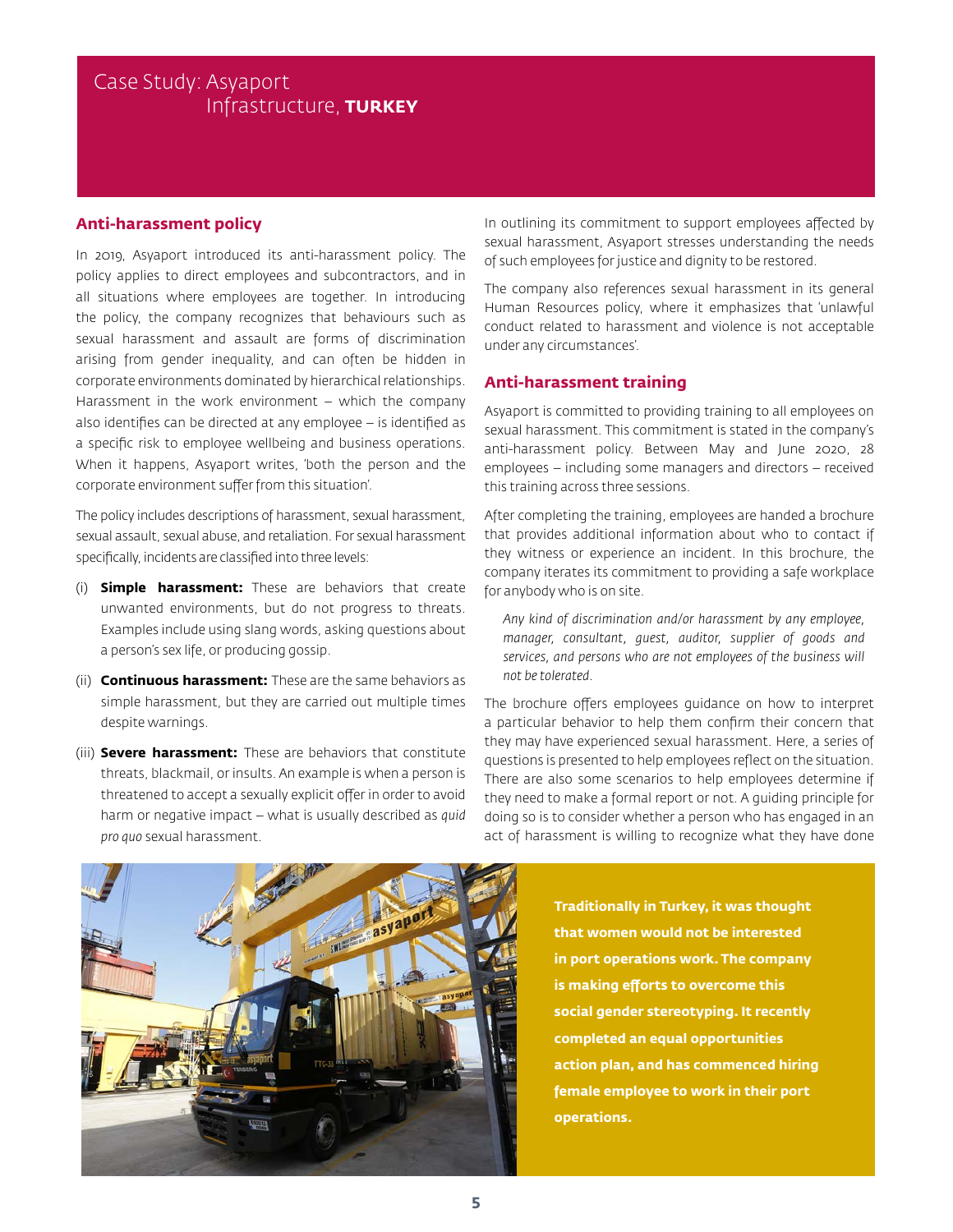# Case Study: Asyaport Infrastructure, **TURKEY**

## Anti-harassment policy

In 2019, Asyaport introduced its anti-harassment policy. The policy applies to direct employees and subcontractors, and in all situations where employees are together. In introducing the policy, the company recognizes that behaviours such as sexual harassment and assault are forms of discrimination arising from gender inequality, and can often be hidden in corporate environments dominated by hierarchical relationships. Harassment in the work environment – which the company also identifies can be directed at any employee – is identified as a specific risk to employee wellbeing and business operations. When it happens, Asyaport writes, 'both the person and the corporate environment suffer from this situation'.

The policy includes descriptions of harassment, sexual harassment, sexual assault, sexual abuse, and retaliation. For sexual harassment specifically, incidents are classified into three levels:

(i) **Simple harassment:** These are behaviors that create unwanted environments, but do not progress to threats. Examples include using slang words, asking questions about a person's sex life, or producing gossip.

(ii) **Continuous harassment:** These are the same behaviors as simple harassment, but they are carried out multiple times despite warnings.

(iii) **Severe harassment:** These are behaviors that constitute threats, blackmail, or insults. An example is when a person is threatened to accept a sexually explicit offer in order to avoid harm or negative impact – what is usually described as *quid pro quo* sexual harassment.

In outlining its commitment to support employees affected by sexual harassment, Asyaport stresses understanding the needs of such employees for justice and dignity to be restored.

The company also references sexual harassment in its general Human Resources policy, where it emphasizes that 'unlawful conduct related to harassment and violence is not acceptable under any circumstances'.

## Anti-harassment training

Asyaport is committed to providing training to all employees on sexual harassment. This commitment is stated in the company's anti-harassment policy. Between May and June 2020, 28 employees – including some managers and directors – received this training across three sessions.

After completing the training, employees are handed a brochure that provides additional information about who to contact if they witness or experience an incident. In this brochure, the company iterates its commitment to providing a safe workplace for anybody who is on site.

> *Any kind of discrimination and/or harassment by any employee, manager, consultant, guest, auditor, supplier of goods and services, and persons who are not employees of the business will not be tolerated.*

The brochure offers employees guidance on how to interpret a particular behavior to help them confirm their concern that they may have experienced sexual harassment. Here, a series of questions is presented to help employees reflect on the situation. There are also some scenarios to help employees determine if they need to make a formal report or not. A guiding principle for doing so is to consider whether a person who has engaged in an act of harassment is willing to recognize what they have done

**Traditionally in Turkey, it was thought that women would not be interested in port operations work. The company is making efforts to overcome this social gender stereotyping. It recently completed an equal opportunities action plan, and has commenced hiring female employee to work in their port operations.**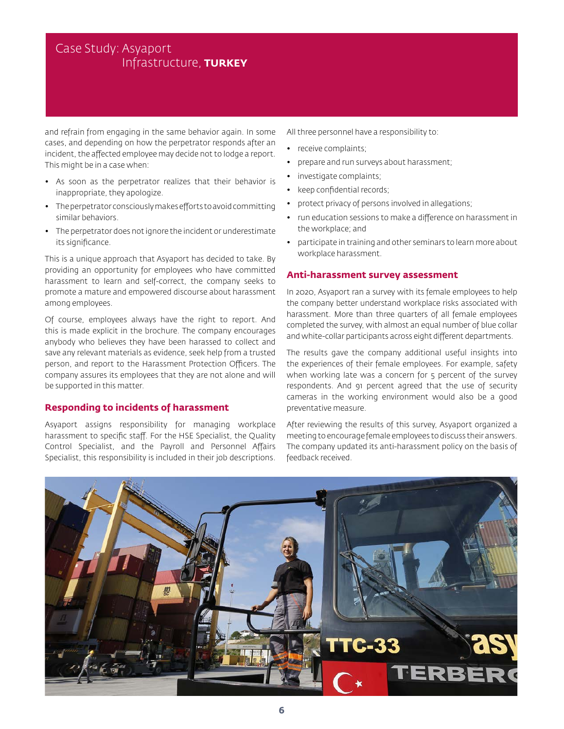# Case Study: Asyaport Infrastructure, TURKEY

and refrain from engaging in the same behavior again. In some cases, and depending on how the perpetrator responds after an incident, the affected employee may decide not to lodge a report. This might be in a case when:

- As soon as the perpetrator realizes that their behavior is inappropriate, they apologize.
- The perpetrator consciously makes efforts to avoid committing similar behaviors.
- The perpetrator does not ignore the incident or underestimate its significance.

This is a unique approach that Asyaport has decided to take. By providing an opportunity for employees who have committed harassment to learn and self-correct, the company seeks to promote a mature and empowered discourse about harassment among employees.

Of course, employees always have the right to report. And this is made explicit in the brochure. The company encourages anybody who believes they have been harassed to collect and save any relevant materials as evidence, seek help from a trusted person, and report to the Harassment Protection Officers. The company assures its employees that they are not alone and will be supported in this matter.

## Responding to incidents of harassment

Asyaport assigns responsibility for managing workplace harassment to specific staff. For the HSE Specialist, the Quality Control Specialist, and the Payroll and Personnel Affairs Specialist, this responsibility is included in their job descriptions.

All three personnel have a responsibility to:

- receive complaints;
- prepare and run surveys about harassment;
- investigate complaints;
- keep confidential records;
- protect privacy of persons involved in allegations;
- run education sessions to make a difference on harassment in the workplace; and
- participate in training and other seminars to learn more about workplace harassment.

## Anti-harassment survey assessment

In 2020, Asyaport ran a survey with its female employees to help the company better understand workplace risks associated with harassment. More than three quarters of all female employees completed the survey, with almost an equal number of blue collar and white-collar participants across eight different departments.

The results gave the company additional useful insights into the experiences of their female employees. For example, safety when working late was a concern for 5 percent of the survey respondents. And 91 percent agreed that the use of security cameras in the working environment would also be a good preventative measure.

After reviewing the results of this survey, Asyaport organized a meeting to encourage female employees to discuss their answers. The company updated its anti-harassment policy on the basis of feedback received.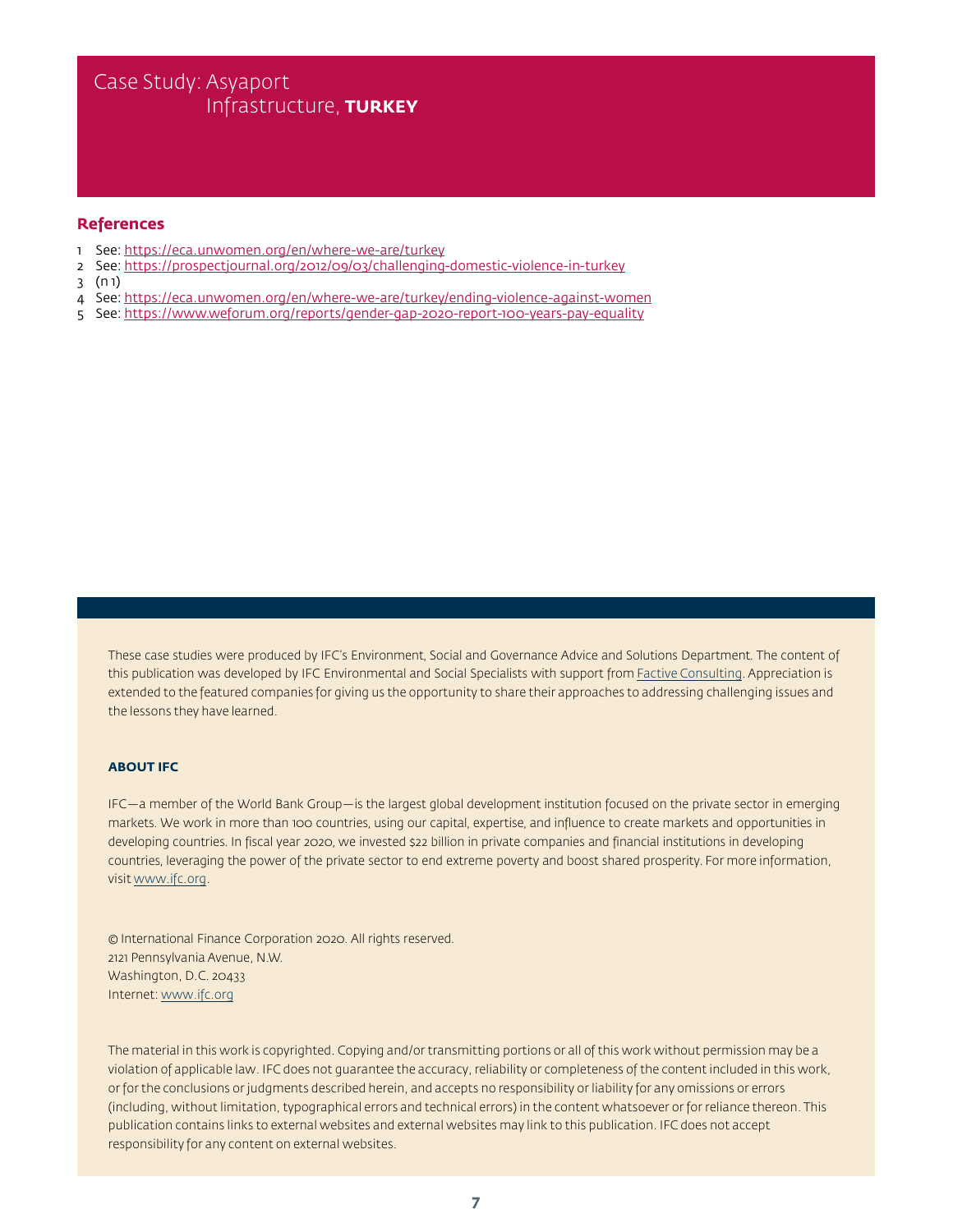# Case Study: Asyaport
## Infrastructure, **TURKEY**

### References

1. See: https://eca.unwomen.org/en/where-we-are/turkey
2. See: https://prospectjournal.org/2012/09/03/challenging-domestic-violence-in-turkey
3. (n 1)
4. See: https://eca.unwomen.org/en/where-we-are/turkey/ending-violence-against-women
5. See: https://www.weforum.org/reports/gender-gap-2020-report-100-years-pay-equality

These case studies were produced by IFC's Environment, Social and Governance Advice and Solutions Department. The content of this publication was developed by IFC Environmental and Social Specialists with support from Factive Consulting. Appreciation is extended to the featured companies for giving us the opportunity to share their approaches to addressing challenging issues and the lessons they have learned.

**ABOUT IFC**

IFC—a member of the World Bank Group—is the largest global development institution focused on the private sector in emerging markets. We work in more than 100 countries, using our capital, expertise, and influence to create markets and opportunities in developing countries. In fiscal year 2020, we invested $22 billion in private companies and financial institutions in developing countries, leveraging the power of the private sector to end extreme poverty and boost shared prosperity. For more information, visit www.ifc.org.

© International Finance Corporation 2020. All rights reserved.
2121 Pennsylvania Avenue, N.W.
Washington, D.C. 20433
Internet: www.ifc.org

The material in this work is copyrighted. Copying and/or transmitting portions or all of this work without permission may be a violation of applicable law. IFC does not guarantee the accuracy, reliability or completeness of the content included in this work, or for the conclusions or judgments described herein, and accepts no responsibility or liability for any omissions or errors (including, without limitation, typographical errors and technical errors) in the content whatsoever or for reliance thereon. This publication contains links to external websites and external websites may link to this publication. IFC does not accept responsibility for any content on external websites.